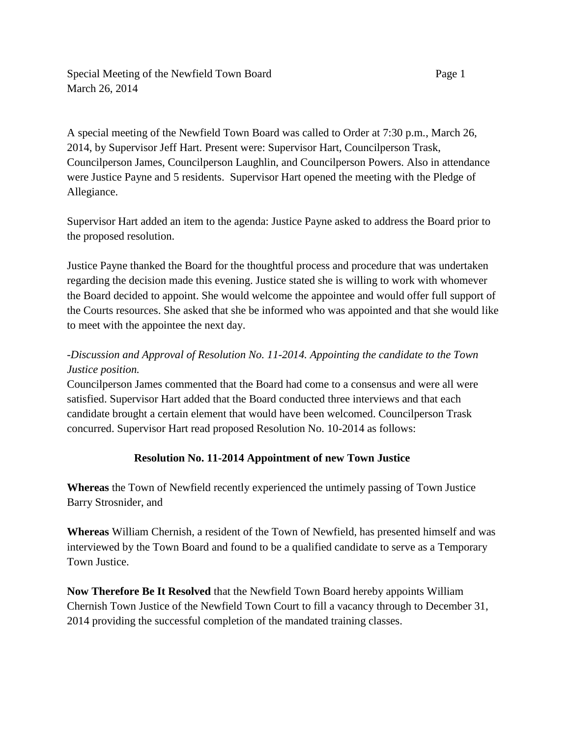A special meeting of the Newfield Town Board was called to Order at 7:30 p.m., March 26, 2014, by Supervisor Jeff Hart. Present were: Supervisor Hart, Councilperson Trask, Councilperson James, Councilperson Laughlin, and Councilperson Powers. Also in attendance were Justice Payne and 5 residents. Supervisor Hart opened the meeting with the Pledge of Allegiance.

Supervisor Hart added an item to the agenda: Justice Payne asked to address the Board prior to the proposed resolution.

Justice Payne thanked the Board for the thoughtful process and procedure that was undertaken regarding the decision made this evening. Justice stated she is willing to work with whomever the Board decided to appoint. She would welcome the appointee and would offer full support of the Courts resources. She asked that she be informed who was appointed and that she would like to meet with the appointee the next day.

*-Discussion and Approval of Resolution No. 11-2014. Appointing the candidate to the Town Justice position.*

Councilperson James commented that the Board had come to a consensus and were all were satisfied. Supervisor Hart added that the Board conducted three interviews and that each candidate brought a certain element that would have been welcomed. Councilperson Trask concurred. Supervisor Hart read proposed Resolution No. 10-2014 as follows:

**Resolution No. 11-2014 Appointment of new Town Justice**

**Whereas** the Town of Newfield recently experienced the untimely passing of Town Justice Barry Strosnider, and

**Whereas** William Chernish, a resident of the Town of Newfield, has presented himself and was interviewed by the Town Board and found to be a qualified candidate to serve as a Temporary Town Justice.

**Now Therefore Be It Resolved** that the Newfield Town Board hereby appoints William Chernish Town Justice of the Newfield Town Court to fill a vacancy through to December 31, 2014 providing the successful completion of the mandated training classes.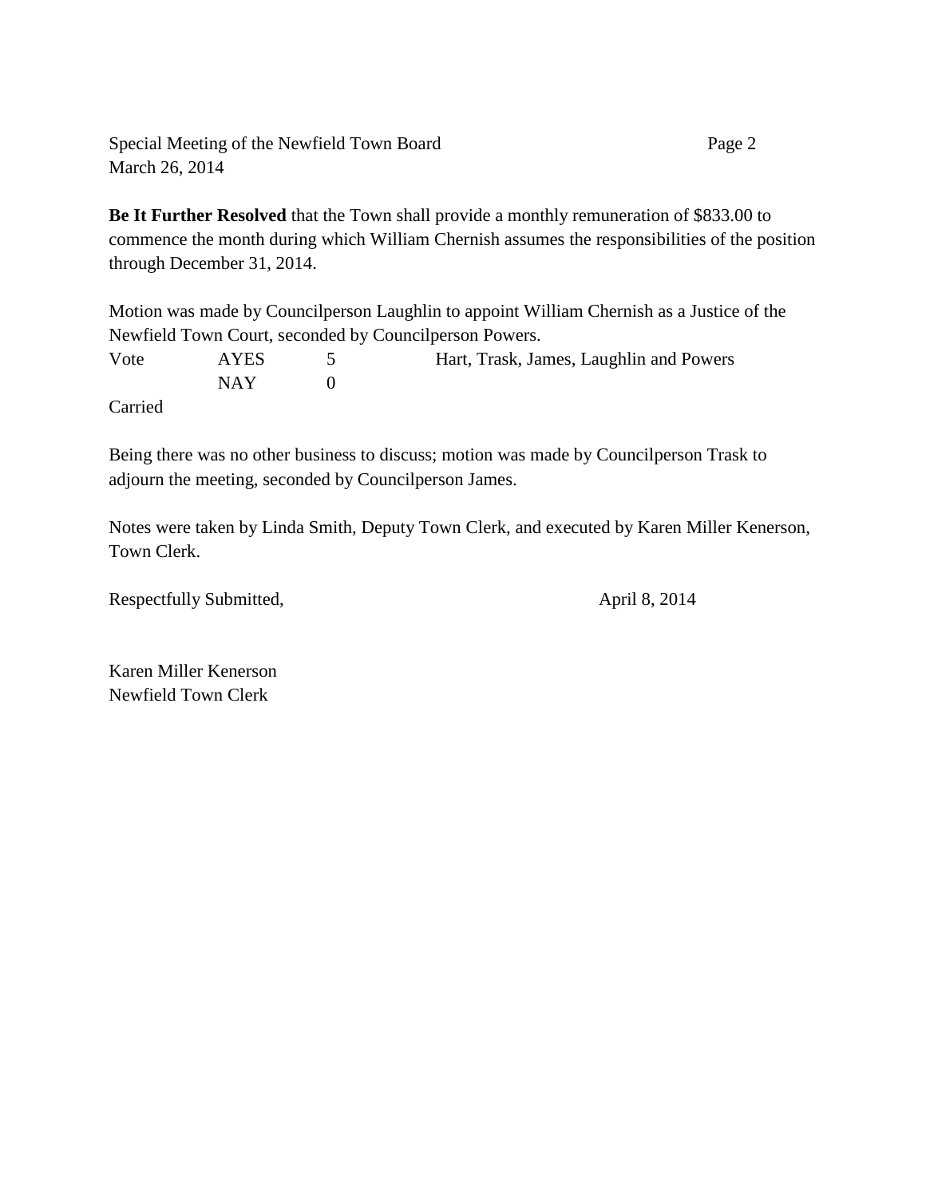**Be It Further Resolved** that the Town shall provide a monthly remuneration of $833.00 to commence the month during which William Chernish assumes the responsibilities of the position through December 31, 2014.

Motion was made by Councilperson Laughlin to appoint William Chernish as a Justice of the Newfield Town Court, seconded by Councilperson Powers.

| | | | |
|---|---|---|---|
| Vote | AYES | 5 | Hart, Trask, James, Laughlin and Powers |
| | NAY | 0 | |

Carried

Being there was no other business to discuss; motion was made by Councilperson Trask to adjourn the meeting, seconded by Councilperson James.

Notes were taken by Linda Smith, Deputy Town Clerk, and executed by Karen Miller Kenerson, Town Clerk.

Respectfully Submitted, April 8, 2014

Karen Miller Kenerson
Newfield Town Clerk